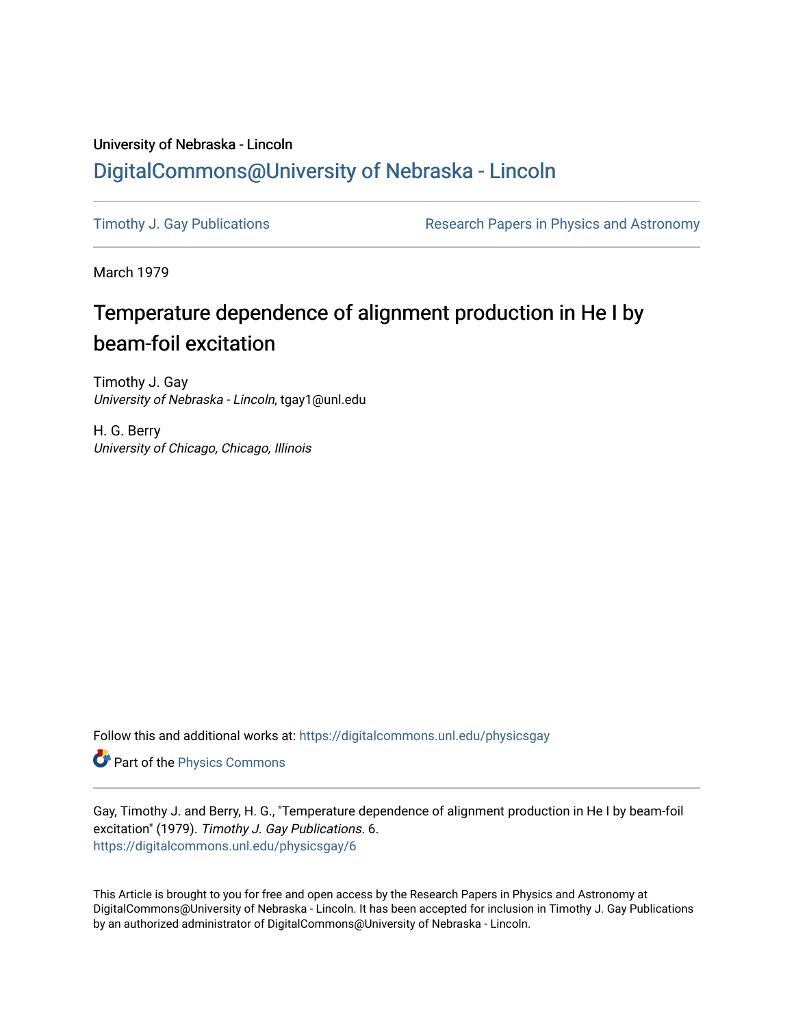University of Nebraska - Lincoln

# [DigitalCommons@University of Nebraska - Lincoln](https://digitalcommons.unl.edu)

Timothy J. Gay Publications | Research Papers in Physics and Astronomy

March 1979

## Temperature dependence of alignment production in He I by beam-foil excitation

Timothy J. Gay
*University of Nebraska - Lincoln*, tgay1@unl.edu

H. G. Berry
*University of Chicago, Chicago, Illinois*

Follow this and additional works at: https://digitalcommons.unl.edu/physicsgay

Part of the Physics Commons

Gay, Timothy J. and Berry, H. G., "Temperature dependence of alignment production in He I by beam-foil excitation" (1979). *Timothy J. Gay Publications*. 6.
https://digitalcommons.unl.edu/physicsgay/6

This Article is brought to you for free and open access by the Research Papers in Physics and Astronomy at DigitalCommons@University of Nebraska - Lincoln. It has been accepted for inclusion in Timothy J. Gay Publications by an authorized administrator of DigitalCommons@University of Nebraska - Lincoln.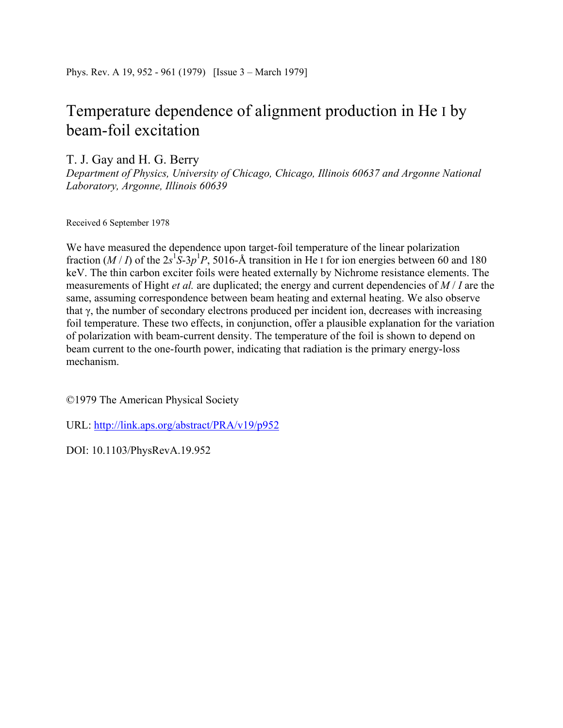Phys. Rev. A 19, 952 - 961 (1979)   [Issue 3 – March 1979]

# Temperature dependence of alignment production in He I by beam-foil excitation

T. J. Gay and H. G. Berry

*Department of Physics, University of Chicago, Chicago, Illinois 60637 and Argonne National Laboratory, Argonne, Illinois 60639*

Received 6 September 1978

We have measured the dependence upon target-foil temperature of the linear polarization fraction ($M / I$) of the $2s\,^1S$-$3p\,^1P$, 5016-Å transition in He I for ion energies between 60 and 180 keV. The thin carbon exciter foils were heated externally by Nichrome resistance elements. The measurements of Hight *et al.* are duplicated; the energy and current dependencies of $M / I$ are the same, assuming correspondence between beam heating and external heating. We also observe that $\gamma$, the number of secondary electrons produced per incident ion, decreases with increasing foil temperature. These two effects, in conjunction, offer a plausible explanation for the variation of polarization with beam-current density. The temperature of the foil is shown to depend on beam current to the one-fourth power, indicating that radiation is the primary energy-loss mechanism.

©1979 The American Physical Society

URL: http://link.aps.org/abstract/PRA/v19/p952

DOI: 10.1103/PhysRevA.19.952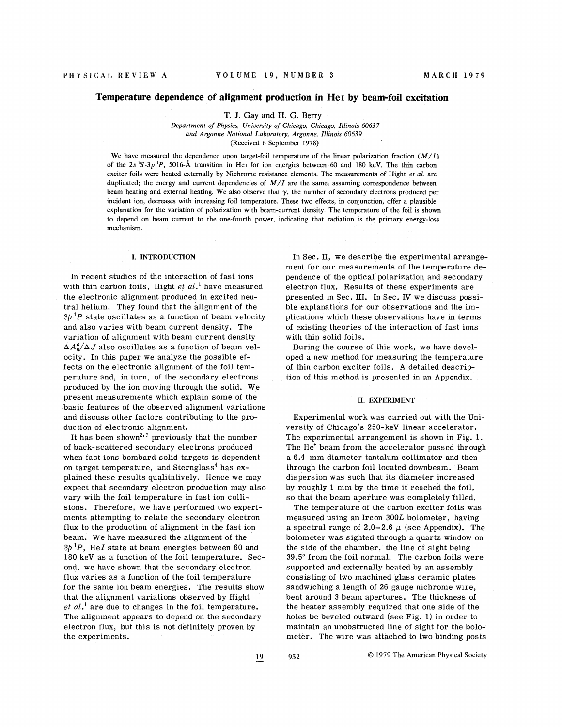# Temperature dependence of alignment production in He I by beam-foil excitation

T. J. Gay and H. G. Berry

*Department of Physics, University of Chicago, Chicago, Illinois 60637*
*and Argonne National Laboratory, Argonne, Illinois 60639*
(Received 6 September 1978)

We have measured the dependence upon target-foil temperature of the linear polarization fraction ($M/I$) of the $2s\,^1S$-$3p\,^1P$, 5016-Å transition in He I for ion energies between 60 and 180 keV. The thin carbon exciter foils were heated externally by Nichrome resistance elements. The measurements of Hight *et al.* are duplicated; the energy and current dependencies of $M/I$ are the same, assuming correspondence between beam heating and external heating. We also observe that $\gamma$, the number of secondary electrons produced per incident ion, decreases with increasing foil temperature. These two effects, in conjunction, offer a plausible explanation for the variation of polarization with beam-current density. The temperature of the foil is shown to depend on beam current to the one-fourth power, indicating that radiation is the primary energy-loss mechanism.

## I. INTRODUCTION

In recent studies of the interaction of fast ions with thin carbon foils, Hight *et al.*[1] have measured the electronic alignment produced in excited neutral helium. They found that the alignment of the $3p\,^1P$ state oscillates as a function of beam velocity and also varies with beam current density. The variation of alignment with beam current density $\Delta A_0^c/\Delta J$ also oscillates as a function of beam velocity. In this paper we analyze the possible effects on the electronic alignment of the foil temperature and, in turn, of the secondary electrons produced by the ion moving through the solid. We present measurements which explain some of the basic features of the observed alignment variations and discuss other factors contributing to the production of electronic alignment.

It has been shown[2,3] previously that the number of back-scattered secondary electrons produced when fast ions bombard solid targets is dependent on target temperature, and Sternglass[4] has explained these results qualitatively. Hence we may expect that secondary electron production may also vary with the foil temperature in fast ion collisions. Therefore, we have performed two experiments attempting to relate the secondary electron flux to the production of alignment in the fast ion beam. We have measured the alignment of the $3p\,^1P$, He*I* state at beam energies between 60 and 180 keV as a function of the foil temperature. Second, we have shown that the secondary electron flux varies as a function of the foil temperature for the same ion beam energies. The results show that the alignment variations observed by Hight *et al.*[1] are due to changes in the foil temperature. The alignment appears to depend on the secondary electron flux, but this is not definitely proven by the experiments.

In Sec. II, we describe the experimental arrangement for our measurements of the temperature dependence of the optical polarization and secondary electron flux. Results of these experiments are presented in Sec. III. In Sec. IV we discuss possible explanations for our observations and the implications which these observations have in terms of existing theories of the interaction of fast ions with thin solid foils.

During the course of this work, we have developed a new method for measuring the temperature of thin carbon exciter foils. A detailed description of this method is presented in an Appendix.

## II. EXPERIMENT

Experimental work was carried out with the University of Chicago's 250-keV linear accelerator. The experimental arrangement is shown in Fig. 1. The $He^+$ beam from the accelerator passed through a 6.4-mm diameter tantalum collimator and then through the carbon foil located downbeam. Beam dispersion was such that its diameter increased by roughly 1 mm by the time it reached the foil, so that the beam aperture was completely filled.

The temperature of the carbon exciter foils was measured using an Ircon 300*L* bolometer, having a spectral range of 2.0–2.6 $\mu$ (see Appendix). The bolometer was sighted through a quartz window on the side of the chamber, the line of sight being 39.5° from the foil normal. The carbon foils were supported and externally heated by an assembly consisting of two machined glass ceramic plates sandwiching a length of 26 gauge nichrome wire, bent around 3 beam apertures. The thickness of the heater assembly required that one side of the holes be beveled outward (see Fig. 1) in order to maintain an unobstructed line of sight for the bolometer. The wire was attached to two binding posts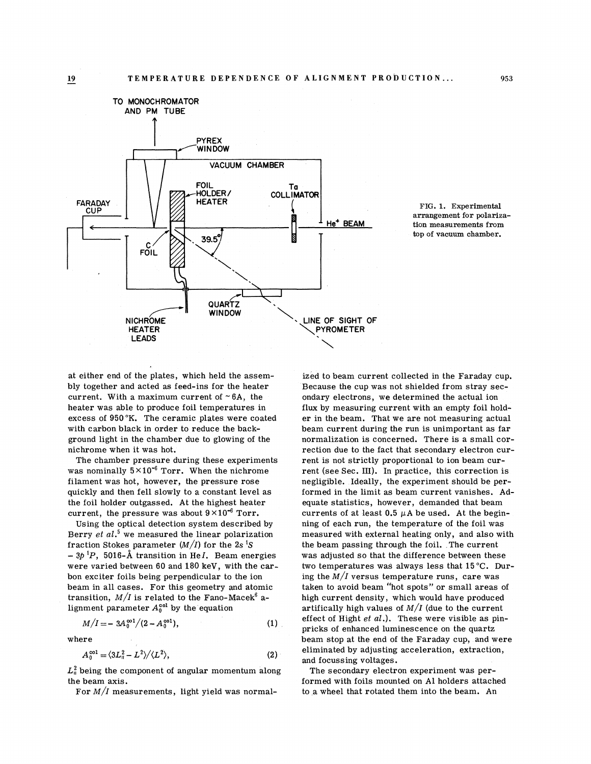FIG. 1. Experimental arrangement for polarization measurements from top of vacuum chamber.

at either end of the plates, which held the assembly together and acted as feed-ins for the heater current. With a maximum current of ~6A, the heater was able to produce foil temperatures in excess of 950°K. The ceramic plates were coated with carbon black in order to reduce the background light in the chamber due to glowing of the nichrome when it was hot.

The chamber pressure during these experiments was nominally $5\times10^{-6}$ Torr. When the nichrome filament was hot, however, the pressure rose quickly and then fell slowly to a constant level as the foil holder outgassed. At the highest heater current, the pressure was about $9\times10^{-6}$ Torr.

Using the optical detection system described by Berry *et al.*[5] we measured the linear polarization fraction Stokes parameter ($M/I$) for the $2s\,^1S - 3p\,^1P$, 5016-Å transition in He*I*. Beam energies were varied between 60 and 180 keV, with the carbon exciter foils being perpendicular to the ion beam in all cases. For this geometry and atomic transition, $M/I$ is related to the Fano-Macek[6] alignment parameter $A_0^{\rm col}$ by the equation

$$M/I = -3A_0^{\rm col}/(2 - A_0^{\rm col}), \qquad (1)$$

where

$$A_0^{\rm col} = \langle 3L_\parallel^2 - L^2\rangle/\langle L^2\rangle, \qquad (2)$$

$L_\parallel^2$ being the component of angular momentum along the beam axis.

For $M/I$ measurements, light yield was normalized to beam current collected in the Faraday cup. Because the cup was not shielded from stray secondary electrons, we determined the actual ion flux by measuring current with an empty foil holder in the beam. That we are not measuring actual beam current during the run is unimportant as far normalization is concerned. There is a small correction due to the fact that secondary electron current is not strictly proportional to ion beam current (see Sec. III). In practice, this correction is negligible. Ideally, the experiment should be performed in the limit as beam current vanishes. Adequate statistics, however, demanded that beam currents of at least 0.5 $\mu$A be used. At the beginning of each run, the temperature of the foil was measured with external heating only, and also with the beam passing through the foil. The current was adjusted so that the difference between these two temperatures was always less that 15°C. During the $M/I$ versus temperature runs, care was taken to avoid beam "hot spots" or small areas of high current density, which would have produced artifically high values of $M/I$ (due to the current effect of Hight *et al.*). These were visible as pinpricks of enhanced luminescence on the quartz beam stop at the end of the Faraday cup, and were eliminated by adjusting acceleration, extraction, and focussing voltages.

The secondary electron experiment was performed with foils mounted on Al holders attached to a wheel that rotated them into the beam. An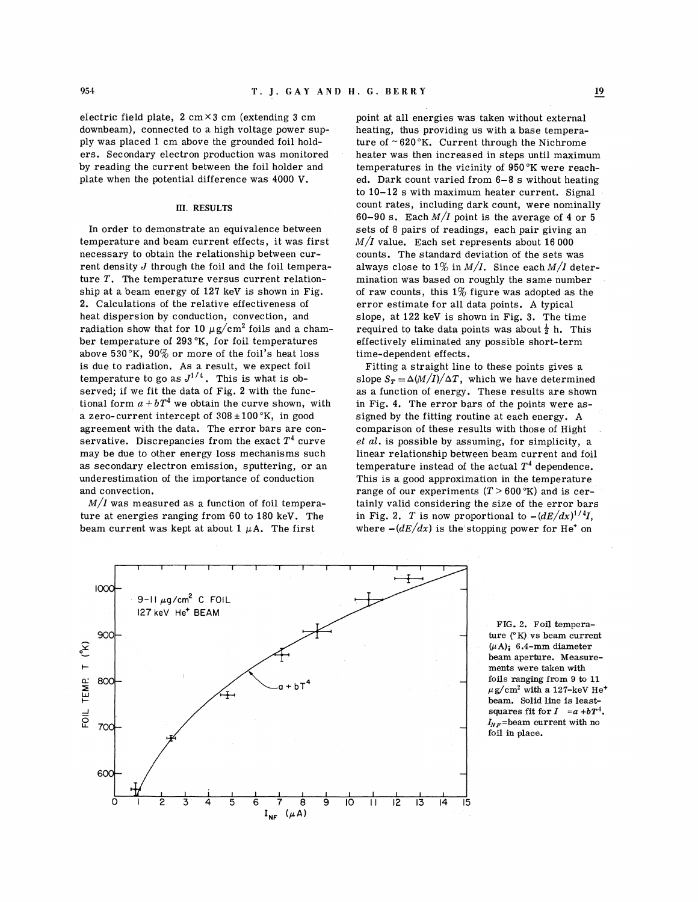electric field plate, 2 cm×3 cm (extending 3 cm downbeam), connected to a high voltage power supply was placed 1 cm above the grounded foil holders. Secondary electron production was monitored by reading the current between the foil holder and plate when the potential difference was 4000 V.

## III. RESULTS

In order to demonstrate an equivalence between temperature and beam current effects, it was first necessary to obtain the relationship between current density $J$ through the foil and the foil temperature $T$. The temperature versus current relationship at a beam energy of 127 keV is shown in Fig. 2. Calculations of the relative effectiveness of heat dispersion by conduction, convection, and radiation show that for 10 $\mu g/cm^2$ foils and a chamber temperature of 293 °K, for foil temperatures above 530 °K, 90% or more of the foil's heat loss is due to radiation. As a result, we expect foil temperature to go as $J^{1/4}$. This is what is observed; if we fit the data of Fig. 2 with the functional form $a+bT^4$ we obtain the curve shown, with a zero-current intercept of 308 ± 100 °K, in good agreement with the data. The error bars are conservative. Discrepancies from the exact $T^4$ curve may be due to other energy loss mechanisms such as secondary electron emission, sputtering, or an underestimation of the importance of conduction and convection.

$M/I$ was measured as a function of foil temperature at energies ranging from 60 to 180 keV. The beam current was kept at about 1 $\mu A$. The first point at all energies was taken without external heating, thus providing us with a base temperature of ~620 °K. Current through the Nichrome heater was then increased in steps until maximum temperatures in the vicinity of 950 °K were reached. Dark count varied from 6–8 s without heating to 10–12 s with maximum heater current. Signal count rates, including dark count, were nominally 60–90 s. Each $M/I$ point is the average of 4 or 5 sets of 8 pairs of readings, each pair giving an $M/I$ value. Each set represents about 16 000 counts. The standard deviation of the sets was always close to 1% in $M/I$. Since each $M/I$ determination was based on roughly the same number of raw counts, this 1% figure was adopted as the error estimate for all data points. A typical slope, at 122 keV is shown in Fig. 3. The time required to take data points was about $\frac{1}{2}$ h. This effectively eliminated any possible short-term time-dependent effects.

Fitting a straight line to these points gives a slope $S_T = \Delta(M/I)/\Delta T$, which we have determined as a function of energy. These results are shown in Fig. 4. The error bars of the points were assigned by the fitting routine at each energy. A comparison of these results with those of Hight *et al.* is possible by assuming, for simplicity, a linear relationship between beam current and foil temperature instead of the actual $T^4$ dependence. This is a good approximation in the temperature range of our experiments ($T > 600$ °K) and is certainly valid considering the size of the error bars in Fig. 2. $T$ is now proportional to $-(dE/dx)^{1/4}I$, where $-(dE/dx)$ is the stopping power for $He^+$ on

FIG. 2. Foil temperature (°K) vs beam current ($\mu A$); 6.4-mm diameter beam aperture. Measurements were taken with foils ranging from 9 to 11 $\mu g/cm^2$ with a 127-keV $He^+$ beam. Solid line is least-squares fit for $I = a + bT^4$. $I_{NF}$=beam current with no foil in place.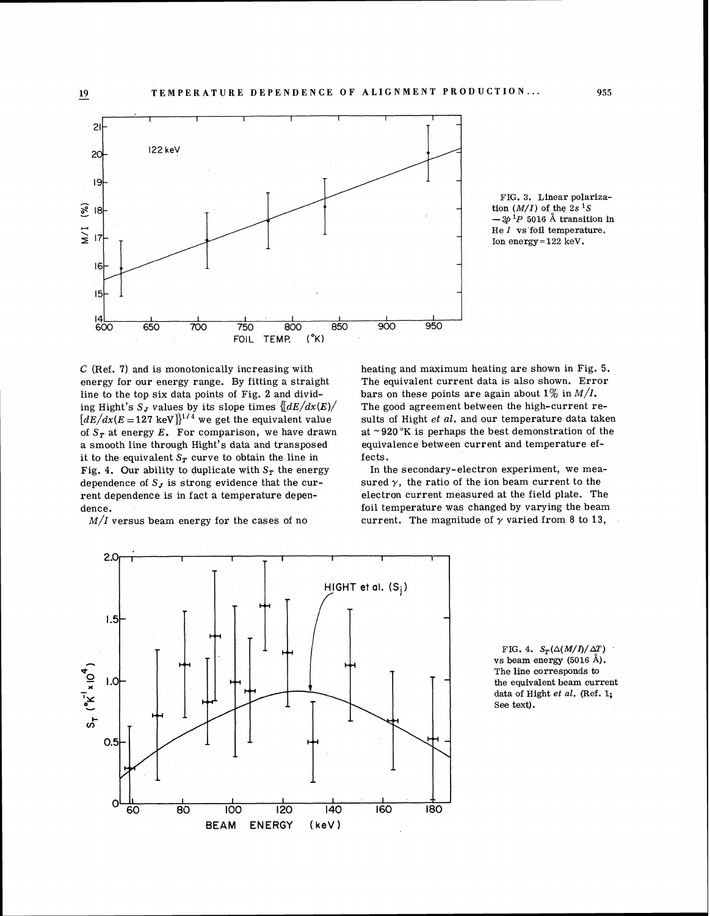FIG. 3. Linear polarization ($M/I$) of the $2s\,^1S - 3p\,^1P$ 5016 Å transition in He I vs foil temperature. Ion energy = 122 keV.

$C$ (Ref. 7) and is monotonically increasing with energy for our energy range. By fitting a straight line to the top six data points of Fig. 2 and dividing Hight's $S_J$ values by its slope times $\{[dE/dx(E)/[dE/dx(E=127\text{ keV})]\}^{1/4}$ we get the equivalent value of $S_T$ at energy $E$. For comparison, we have drawn a smooth line through Hight's data and transposed it to the equivalent $S_T$ curve to obtain the line in Fig. 4. Our ability to duplicate with $S_T$ the energy dependence of $S_J$ is strong evidence that the current dependence is in fact a temperature dependence.

$M/I$ versus beam energy for the cases of no heating and maximum heating are shown in Fig. 5. The equivalent current data is also shown. Error bars on these points are again about 1% in $M/I$. The good agreement between the high-current results of Hight *et al.* and our temperature data taken at ~920 °K is perhaps the best demonstration of the equivalence between current and temperature effects.

In the secondary-electron experiment, we measured $\gamma$, the ratio of the ion beam current to the electron current measured at the field plate. The foil temperature was changed by varying the beam current. The magnitude of $\gamma$ varied from 8 to 13,

FIG. 4. $S_T(\Delta(M/I)/\Delta T)$ vs beam energy (5016 Å). The line corresponds to the equivalent beam current data of Hight *et al.* (Ref. 1; See text).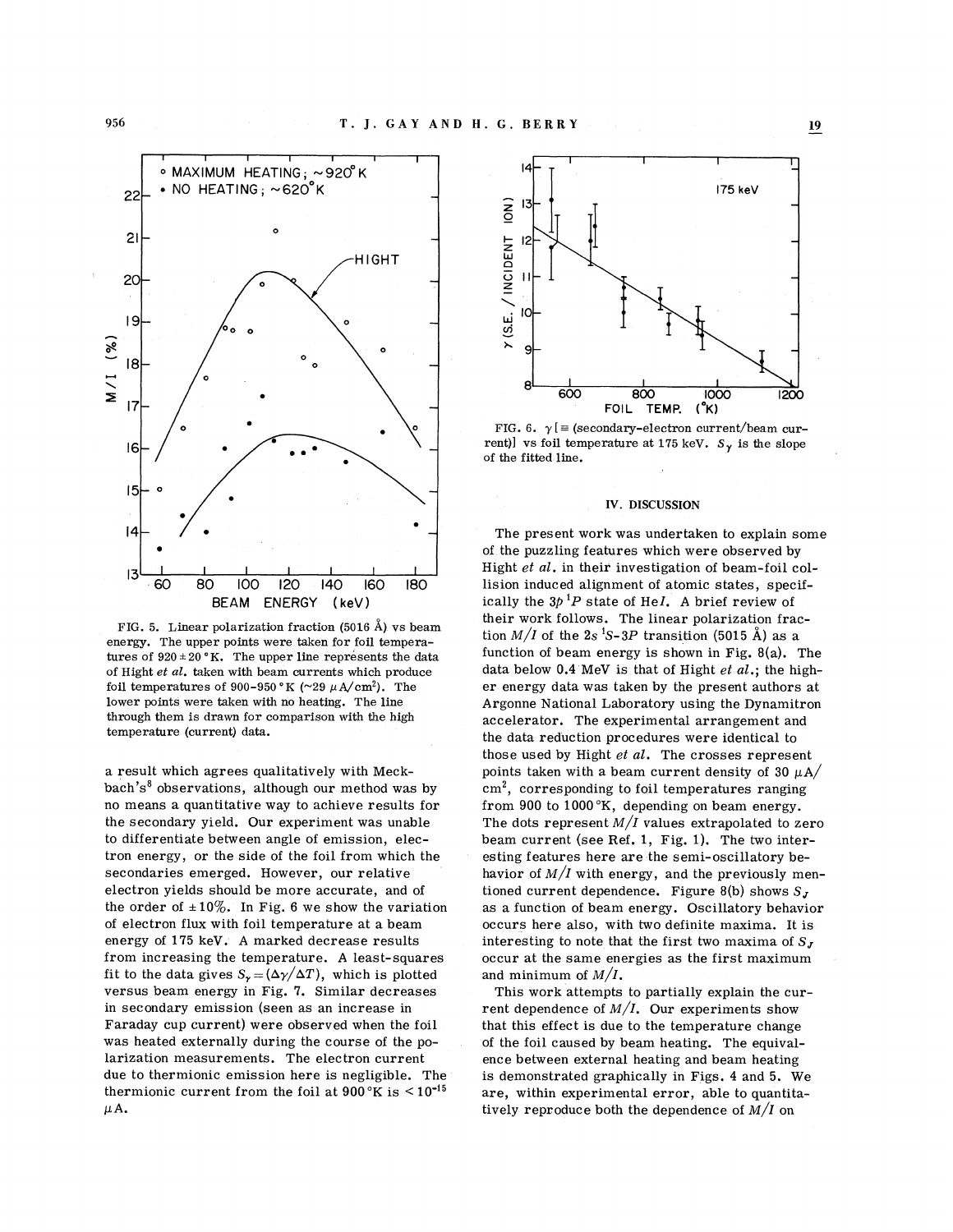FIG. 5. Linear polarization fraction (5016 Å) vs beam energy. The upper points were taken for foil temperatures of 920 ± 20 °K. The upper line represents the data of Hight *et al.* taken with beam currents which produce foil temperatures of 900–950 °K (~29 $\mu$A/cm$^2$). The lower points were taken with no heating. The line through them is drawn for comparison with the high temperature (current) data.

a result which agrees qualitatively with Meckbach's[8] observations, although our method was by no means a quantitative way to achieve results for the secondary yield. Our experiment was unable to differentiate between angle of emission, electron energy, or the side of the foil from which the secondaries emerged. However, our relative electron yields should be more accurate, and of the order of ±10%. In Fig. 6 we show the variation of electron flux with foil temperature at a beam energy of 175 keV. A marked decrease results from increasing the temperature. A least-squares fit to the data gives $S_\gamma = (\Delta\gamma/\Delta T)$, which is plotted versus beam energy in Fig. 7. Similar decreases in secondary emission (seen as an increase in Faraday cup current) were observed when the foil was heated externally during the course of the polarization measurements. The electron current due to thermionic emission here is negligible. The thermionic current from the foil at 900 °K is $< 10^{-15}$ $\mu$A.

FIG. 6. $\gamma$ [≡ (secondary-electron current/beam current)] vs foil temperature at 175 keV. $S_\gamma$ is the slope of the fitted line.

## IV. DISCUSSION

The present work was undertaken to explain some of the puzzling features which were observed by Hight *et al.* in their investigation of beam-foil collision induced alignment of atomic states, specifically the $3p\,^1P$ state of He*I*. A brief review of their work follows. The linear polarization fraction $M/I$ of the $2s\,^1S$-$3P$ transition (5015 Å) as a function of beam energy is shown in Fig. 8(a). The data below 0.4 MeV is that of Hight *et al.*; the higher energy data was taken by the present authors at Argonne National Laboratory using the Dynamitron accelerator. The experimental arrangement and the data reduction procedures were identical to those used by Hight *et al.* The crosses represent points taken with a beam current density of 30 $\mu$A/cm$^2$, corresponding to foil temperatures ranging from 900 to 1000 °K, depending on beam energy. The dots represent $M/I$ values extrapolated to zero beam current (see Ref. 1, Fig. 1). The two interesting features here are the semi-oscillatory behavior of $M/I$ with energy, and the previously mentioned current dependence. Figure 8(b) shows $S_J$ as a function of beam energy. Oscillatory behavior occurs here also, with two definite maxima. It is interesting to note that the first two maxima of $S_J$ occur at the same energies as the first maximum and minimum of $M/I$.

This work attempts to partially explain the current dependence of $M/I$. Our experiments show that this effect is due to the temperature change of the foil caused by beam heating. The equivalence between external heating and beam heating is demonstrated graphically in Figs. 4 and 5. We are, within experimental error, able to quantitatively reproduce both the dependence of $M/I$ on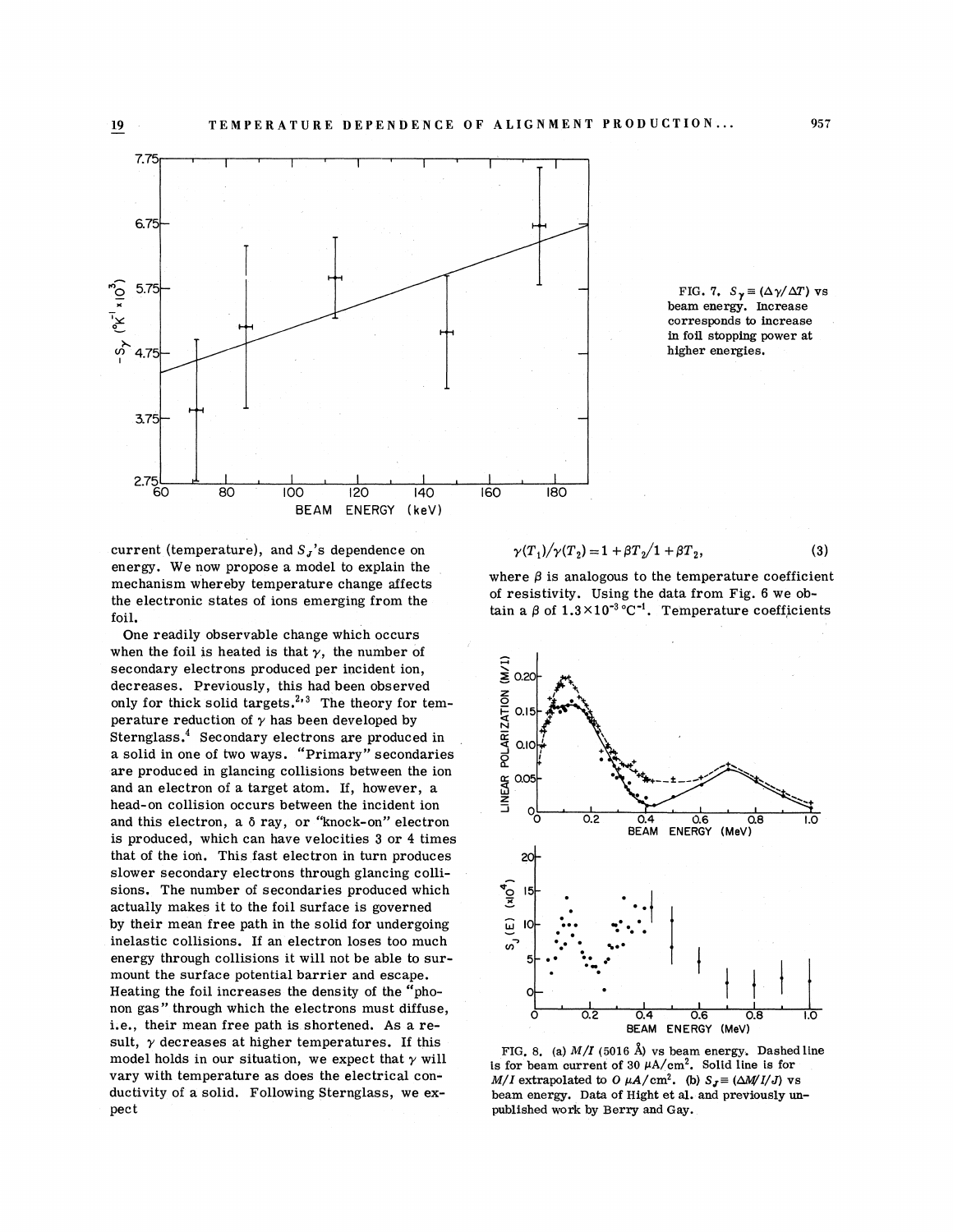FIG. 7. $S_\gamma \equiv (\Delta\gamma/\Delta T)$ vs beam energy. Increase corresponds to increase in foil stopping power at higher energies.

current (temperature), and $S_J$'s dependence on energy. We now propose a model to explain the mechanism whereby temperature change affects the electronic states of ions emerging from the foil.

One readily observable change which occurs when the foil is heated is that $\gamma$, the number of secondary electrons produced per incident ion, decreases. Previously, this had been observed only for thick solid targets.[2,3] The theory for temperature reduction of $\gamma$ has been developed by Sternglass.[4] Secondary electrons are produced in a solid in one of two ways. "Primary" secondaries are produced in glancing collisions between the ion and an electron of a target atom. If, however, a head-on collision occurs between the incident ion and this electron, a $\delta$ ray, or "knock-on" electron is produced, which can have velocities 3 or 4 times that of the ion. This fast electron in turn produces slower secondary electrons through glancing collisions. The number of secondaries produced which actually makes it to the foil surface is governed by their mean free path in the solid for undergoing inelastic collisions. If an electron loses too much energy through collisions it will not be able to surmount the surface potential barrier and escape. Heating the foil increases the density of the "phonon gas" through which the electrons must diffuse, i.e., their mean free path is shortened. As a result, $\gamma$ decreases at higher temperatures. If this model holds in our situation, we expect that $\gamma$ will vary with temperature as does the electrical conductivity of a solid. Following Sternglass, we expect

$$\gamma(T_1)/\gamma(T_2) = 1 + \beta T_2/1 + \beta T_2, \tag{3}$$

where $\beta$ is analogous to the temperature coefficient of resistivity. Using the data from Fig. 6 we obtain a $\beta$ of $1.3 \times 10^{-3}\,{}^\circ\mathrm{C}^{-1}$. Temperature coefficients

FIG. 8. (a) $M/I$ (5016 Å) vs beam energy. Dashed line is for beam current of 30 $\mu$A/cm$^2$. Solid line is for $M/I$ extrapolated to 0 $\mu$A/cm$^2$. (b) $S_J \equiv (\Delta M/I/J)$ vs beam energy. Data of Hight et al. and previously unpublished work by Berry and Gay.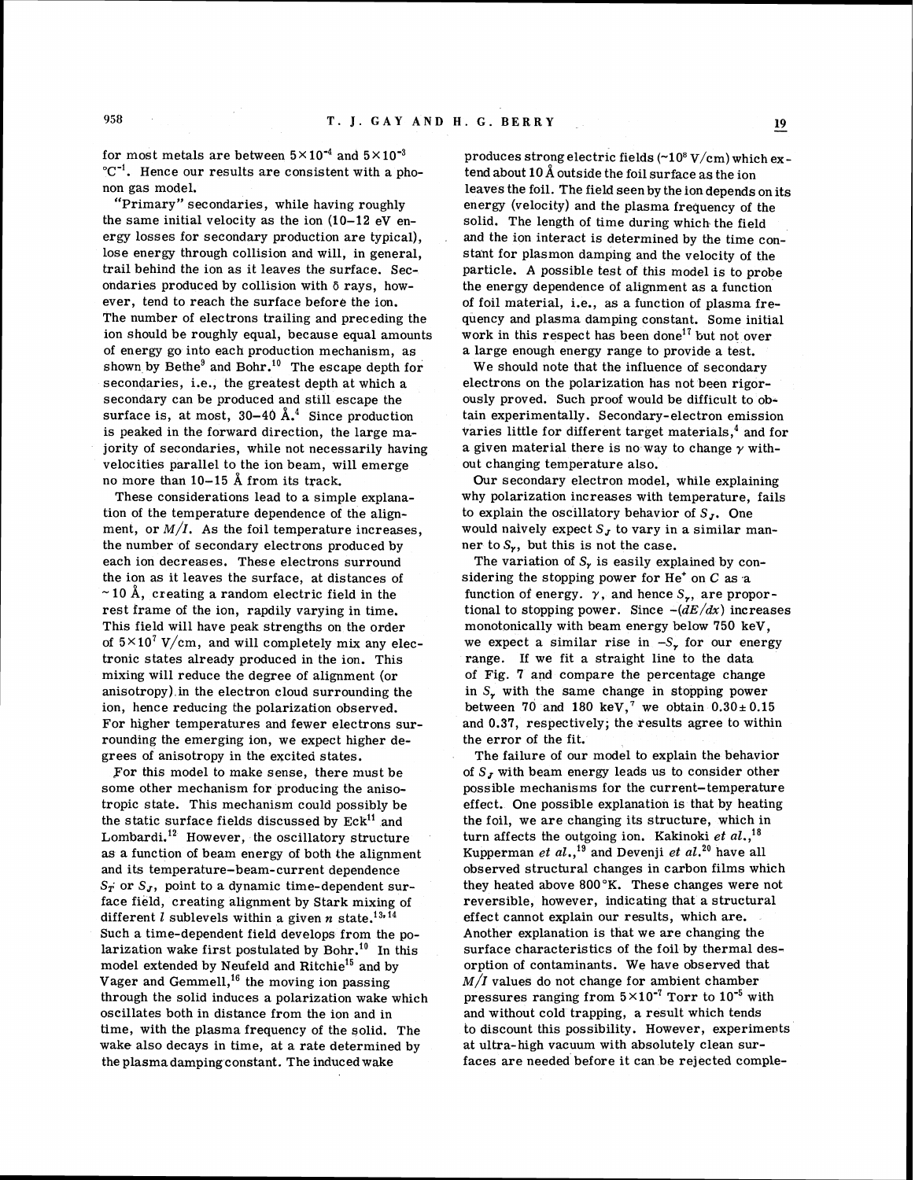for most metals are between $5\times10^{-4}$ and $5\times10^{-3}$ $°C^{-1}$. Hence our results are consistent with a phonon gas model.

"Primary" secondaries, while having roughly the same initial velocity as the ion (10–12 eV energy losses for secondary production are typical), lose energy through collision and will, in general, trail behind the ion as it leaves the surface. Secondaries produced by collision with δ rays, however, tend to reach the surface before the ion. The number of electrons trailing and preceding the ion should be roughly equal, because equal amounts of energy go into each production mechanism, as shown by Bethe[9] and Bohr.[10] The escape depth for secondaries, i.e., the greatest depth at which a secondary can be produced and still escape the surface is, at most, 30–40 Å.[4] Since production is peaked in the forward direction, the large majority of secondaries, while not necessarily having velocities parallel to the ion beam, will emerge no more than 10–15 Å from its track.

These considerations lead to a simple explanation of the temperature dependence of the alignment, or $M/I$. As the foil temperature increases, the number of secondary electrons produced by each ion decreases. These electrons surround the ion as it leaves the surface, at distances of ~10 Å, creating a random electric field in the rest frame of the ion, rapdily varying in time. This field will have peak strengths on the order of $5\times10^{7}$ V/cm, and will completely mix any electronic states already produced in the ion. This mixing will reduce the degree of alignment (or anisotropy) in the electron cloud surrounding the ion, hence reducing the polarization observed. For higher temperatures and fewer electrons surrounding the emerging ion, we expect higher degrees of anisotropy in the excited states.

For this model to make sense, there must be some other mechanism for producing the anisotropic state. This mechanism could possibly be the static surface fields discussed by Eck[11] and Lombardi.[12] However, the oscillatory structure as a function of beam energy of both the alignment and its temperature–beam-current dependence $S_T$ or $S_J$, point to a dynamic time-dependent surface field, creating alignment by Stark mixing of different $l$ sublevels within a given $n$ state.[13,14] Such a time-dependent field develops from the polarization wake first postulated by Bohr.[10] In this model extended by Neufeld and Ritchie[15] and by Vager and Gemmell,[16] the moving ion passing through the solid induces a polarization wake which oscillates both in distance from the ion and in time, with the plasma frequency of the solid. The wake also decays in time, at a rate determined by the plasma damping constant. The induced wake produces strong electric fields (~$10^{8}$ V/cm) which extend about 10 Å outside the foil surface as the ion leaves the foil. The field seen by the ion depends on its energy (velocity) and the plasma frequency of the solid. The length of time during which the field and the ion interact is determined by the time constant for plasmon damping and the velocity of the particle. A possible test of this model is to probe the energy dependence of alignment as a function of foil material, i.e., as a function of plasma frequency and plasma damping constant. Some initial work in this respect has been done[17] but not over a large enough energy range to provide a test.

We should note that the influence of secondary electrons on the polarization has not been rigorously proved. Such proof would be difficult to obtain experimentally. Secondary-electron emission varies little for different target materials,[4] and for a given material there is no way to change $\gamma$ without changing temperature also.

Our secondary electron model, while explaining why polarization increases with temperature, fails to explain the oscillatory behavior of $S_J$. One would naively expect $S_J$ to vary in a similar manner to $S_\gamma$, but this is not the case.

The variation of $S_\gamma$ is easily explained by considering the stopping power for $He^+$ on C as a function of energy. $\gamma$, and hence $S_\gamma$, are proportional to stopping power. Since $-(dE/dx)$ increases monotonically with beam energy below 750 keV, we expect a similar rise in $-S_\gamma$ for our energy range. If we fit a straight line to the data of Fig. 7 and compare the percentage change in $S_\gamma$ with the same change in stopping power between 70 and 180 keV,[7] we obtain $0.30\pm0.15$ and 0.37, respectively; the results agree to within the error of the fit.

The failure of our model to explain the behavior of $S_J$ with beam energy leads us to consider other possible mechanisms for the current–temperature effect. One possible explanation is that by heating the foil, we are changing its structure, which in turn affects the outgoing ion. Kakinoki *et al.*,[18] Kupperman *et al.*,[19] and Devenji *et al.*[20] have all observed structural changes in carbon films which they heated above 800 °K. These changes were not reversible, however, indicating that a structural effect cannot explain our results, which are. Another explanation is that we are changing the surface characteristics of the foil by thermal desorption of contaminants. We have observed that $M/I$ values do not change for ambient chamber pressures ranging from $5\times10^{-7}$ Torr to $10^{-5}$ with and without cold trapping, a result which tends to discount this possibility. However, experiments at ultra-high vacuum with absolutely clean surfaces are needed before it can be rejected comple-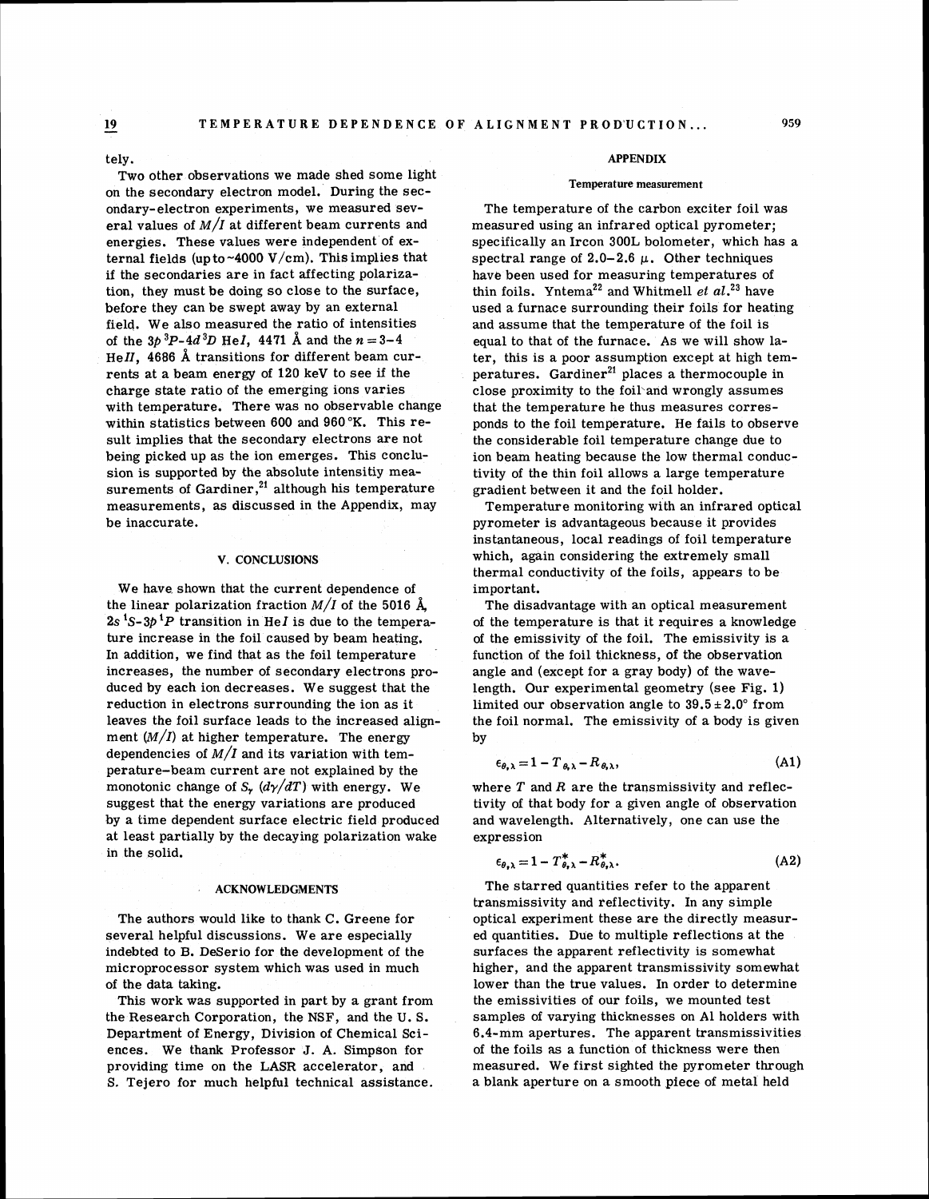tely.

Two other observations we made shed some light on the secondary electron model. During the secondary-electron experiments, we measured several values of $M/I$ at different beam currents and energies. These values were independent of external fields (up to ~4000 V/cm). This implies that if the secondaries are in fact affecting polarization, they must be doing so close to the surface, before they can be swept away by an external field. We also measured the ratio of intensities of the $3p\,^3P$-$4d\,^3D$ He*I*, 4471 Å and the $n=3$–4 He*II*, 4686 Å transitions for different beam currents at a beam energy of 120 keV to see if the charge state ratio of the emerging ions varies with temperature. There was no observable change within statistics between 600 and 960 °K. This result implies that the secondary electrons are not being picked up as the ion emerges. This conclusion is supported by the absolute intensitiy measurements of Gardiner,[21] although his temperature measurements, as discussed in the Appendix, may be inaccurate.

## V. CONCLUSIONS

We have shown that the current dependence of the linear polarization fraction $M/I$ of the 5016 Å, $2s\,^1S$-$3p\,^1P$ transition in He*I* is due to the temperature increase in the foil caused by beam heating. In addition, we find that as the foil temperature increases, the number of secondary electrons produced by each ion decreases. We suggest that the reduction in electrons surrounding the ion as it leaves the foil surface leads to the increased alignment ($M/I$) at higher temperature. The energy dependencies of $M/I$ and its variation with temperature–beam current are not explained by the monotonic change of $S_\gamma$ ($d\gamma/dT$) with energy. We suggest that the energy variations are produced by a time dependent surface electric field produced at least partially by the decaying polarization wake in the solid.

## ACKNOWLEDGMENTS

The authors would like to thank C. Greene for several helpful discussions. We are especially indebted to B. DeSerio for the development of the microprocessor system which was used in much of the data taking.

This work was supported in part by a grant from the Research Corporation, the NSF, and the U. S. Department of Energy, Division of Chemical Sciences. We thank Professor J. A. Simpson for providing time on the LASR accelerator, and S. Tejero for much helpful technical assistance.

## APPENDIX

### Temperature measurement

The temperature of the carbon exciter foil was measured using an infrared optical pyrometer; specifically an Ircon 300L bolometer, which has a spectral range of 2.0–2.6 $\mu$. Other techniques have been used for measuring temperatures of thin foils. Yntema[22] and Whitmell *et al.*[23] have used a furnace surrounding their foils for heating and assume that the temperature of the foil is equal to that of the furnace. As we will show later, this is a poor assumption except at high temperatures. Gardiner[21] places a thermocouple in close proximity to the foil and wrongly assumes that the temperature he thus measures corresponds to the foil temperature. He fails to observe the considerable foil temperature change due to ion beam heating because the low thermal conductivity of the thin foil allows a large temperature gradient between it and the foil holder.

Temperature monitoring with an infrared optical pyrometer is advantageous because it provides instantaneous, local readings of foil temperature which, again considering the extremely small thermal conductivity of the foils, appears to be important.

The disadvantage with an optical measurement of the temperature is that it requires a knowledge of the emissivity of the foil. The emissivity is a function of the foil thickness, of the observation angle and (except for a gray body) of the wavelength. Our experimental geometry (see Fig. 1) limited our observation angle to $39.5 \pm 2.0°$ from the foil normal. The emissivity of a body is given by

$$\epsilon_{\theta,\lambda} = 1 - T_{\theta,\lambda} - R_{\theta,\lambda}, \tag{A1}$$

where $T$ and $R$ are the transmissivity and reflectivity of that body for a given angle of observation and wavelength. Alternatively, one can use the expression

$$\epsilon_{\theta,\lambda} = 1 - T^*_{\theta,\lambda} - R^*_{\theta,\lambda}. \tag{A2}$$

The starred quantities refer to the apparent transmissivity and reflectivity. In any simple optical experiment these are the directly measured quantities. Due to multiple reflections at the surfaces the apparent reflectivity is somewhat higher, and the apparent transmissivity somewhat lower than the true values. In order to determine the emissivities of our foils, we mounted test samples of varying thicknesses on Al holders with 6.4-mm apertures. The apparent transmissivities of the foils as a function of thickness were then measured. We first sighted the pyrometer through a blank aperture on a smooth piece of metal held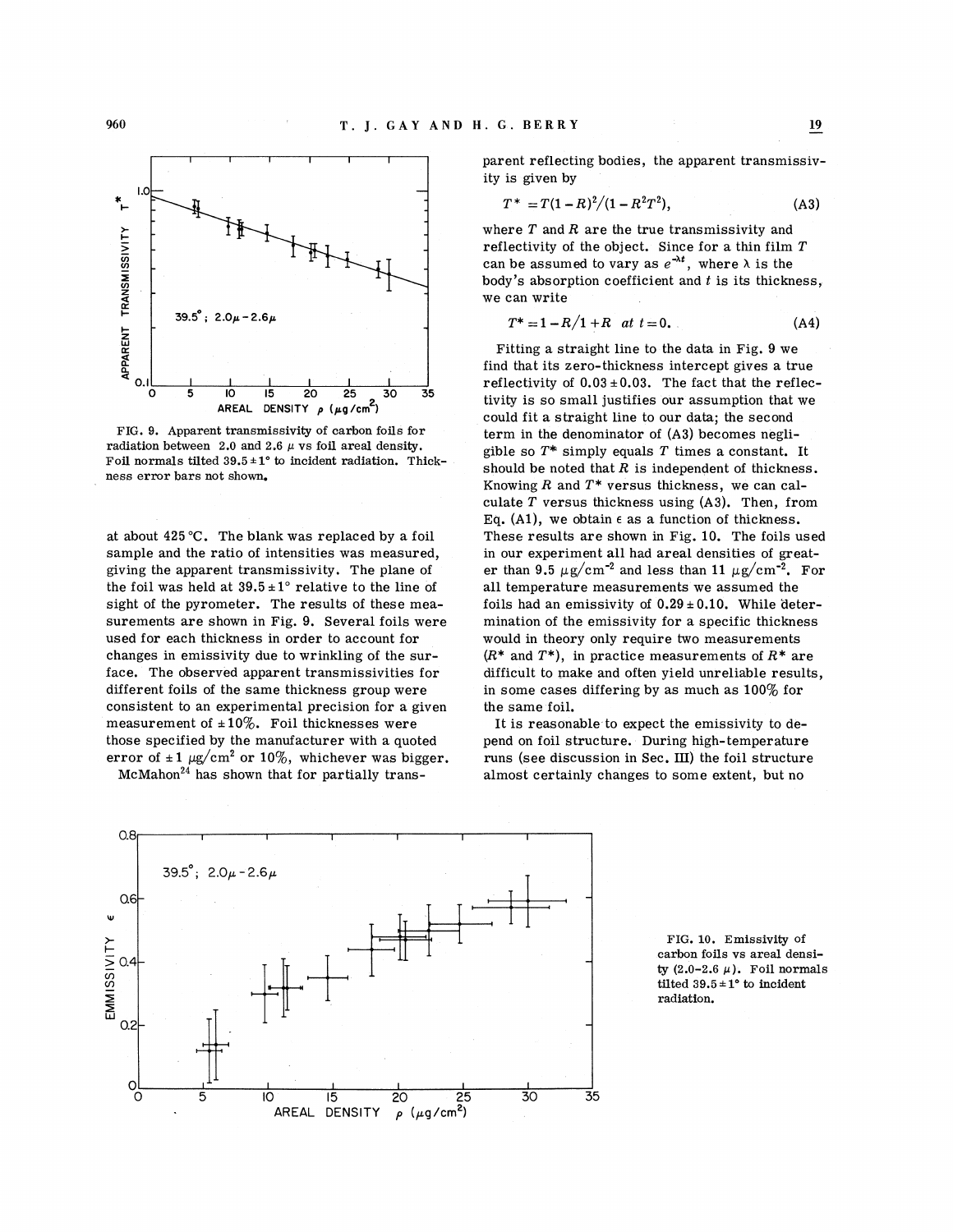FIG. 9. Apparent transmissivity of carbon foils for radiation between 2.0 and 2.6 $\mu$ vs foil areal density. Foil normals tilted $39.5 \pm 1°$ to incident radiation. Thickness error bars not shown.

at about 425 °C. The blank was replaced by a foil sample and the ratio of intensities was measured, giving the apparent transmissivity. The plane of the foil was held at $39.5 \pm 1°$ relative to the line of sight of the pyrometer. The results of these measurements are shown in Fig. 9. Several foils were used for each thickness in order to account for changes in emissivity due to wrinkling of the surface. The observed apparent transmissivities for different foils of the same thickness group were consistent to an experimental precision for a given measurement of $\pm 10\%$. Foil thicknesses were those specified by the manufacturer with a quoted error of $\pm 1$ $\mu g/cm^2$ or 10%, whichever was bigger.

McMahon[24] has shown that for partially transparent reflecting bodies, the apparent transmissivity is given by

$$T^* = T(1-R)^2/(1-R^2T^2), \tag{A3}$$

where $T$ and $R$ are the true transmissivity and reflectivity of the object. Since for a thin film $T$ can be assumed to vary as $e^{-\lambda t}$, where $\lambda$ is the body's absorption coefficient and $t$ is its thickness, we can write

$$T^* = 1 - R/1 + R \quad at\ t = 0. \tag{A4}$$

Fitting a straight line to the data in Fig. 9 we find that its zero-thickness intercept gives a true reflectivity of $0.03 \pm 0.03$. The fact that the reflectivity is so small justifies our assumption that we could fit a straight line to our data; the second term in the denominator of (A3) becomes negligible so $T^*$ simply equals $T$ times a constant. It should be noted that $R$ is independent of thickness. Knowing $R$ and $T^*$ versus thickness, we can calculate $T$ versus thickness using (A3). Then, from Eq. (A1), we obtain $\epsilon$ as a function of thickness. These results are shown in Fig. 10. The foils used in our experiment all had areal densities of greater than 9.5 $\mu g/cm^{-2}$ and less than 11 $\mu g/cm^{-2}$. For all temperature measurements we assumed the foils had an emissivity of $0.29 \pm 0.10$. While determination of the emissivity for a specific thickness would in theory only require two measurements ($R^*$ and $T^*$), in practice measurements of $R^*$ are difficult to make and often yield unreliable results, in some cases differing by as much as 100% for the same foil.

It is reasonable to expect the emissivity to depend on foil structure. During high-temperature runs (see discussion in Sec. III) the foil structure almost certainly changes to some extent, but no

FIG. 10. Emissivity of carbon foils vs areal density (2.0–2.6 $\mu$). Foil normals tilted $39.5 \pm 1°$ to incident radiation.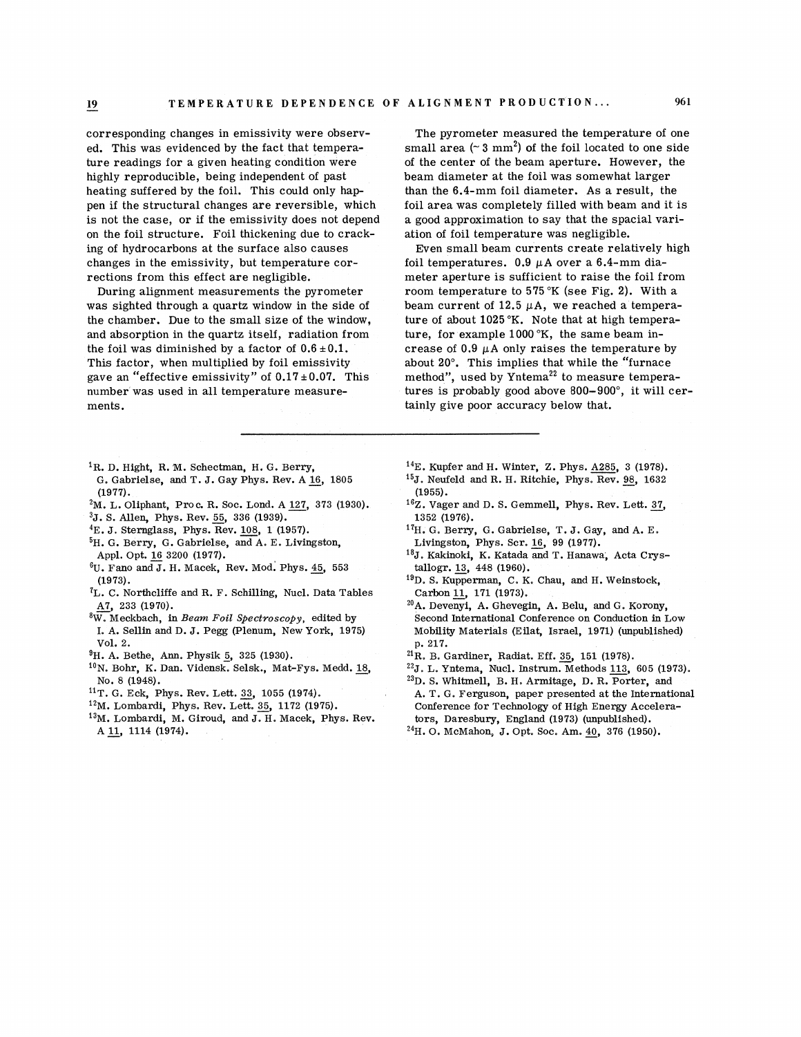corresponding changes in emissivity were observed. This was evidenced by the fact that temperature readings for a given heating condition were highly reproducible, being independent of past heating suffered by the foil. This could only happen if the structural changes are reversible, which is not the case, or if the emissivity does not depend on the foil structure. Foil thickening due to cracking of hydrocarbons at the surface also causes changes in the emissivity, but temperature corrections from this effect are negligible.

During alignment measurements the pyrometer was sighted through a quartz window in the side of the chamber. Due to the small size of the window, and absorption in the quartz itself, radiation from the foil was diminished by a factor of $0.6 \pm 0.1$. This factor, when multiplied by foil emissivity gave an "effective emissivity" of $0.17 \pm 0.07$. This number was used in all temperature measurements.

The pyrometer measured the temperature of one small area ($\sim 3\ \text{mm}^2$) of the foil located to one side of the center of the beam aperture. However, the beam diameter at the foil was somewhat larger than the 6.4-mm foil diameter. As a result, the foil area was completely filled with beam and it is a good approximation to say that the spacial variation of foil temperature was negligible.

Even small beam currents create relatively high foil temperatures. 0.9 $\mu$A over a 6.4-mm diameter aperture is sufficient to raise the foil from room temperature to 575 °K (see Fig. 2). With a beam current of 12.5 $\mu$A, we reached a temperature of about 1025 °K. Note that at high temperature, for example 1000 °K, the same beam increase of 0.9 $\mu$A only raises the temperature by about 20°. This implies that while the "furnace method", used by Yntema[22] to measure temperatures is probably good above 800–900°, it will certainly give poor accuracy below that.

---

[1] R. D. Hight, R. M. Schectman, H. G. Berry, G. Gabrielse, and T. J. Gay Phys. Rev. A 16, 1805 (1977).

[2] M. L. Oliphant, Proc. R. Soc. Lond. A 127, 373 (1930).

[3] J. S. Allen, Phys. Rev. 55, 336 (1939).

[4] E. J. Sternglass, Phys. Rev. 108, 1 (1957).

[5] H. G. Berry, G. Gabrielse, and A. E. Livingston, Appl. Opt. 16 3200 (1977).

[6] U. Fano and J. H. Macek, Rev. Mod. Phys. 45, 553 (1973).

[7] L. C. Northcliffe and R. F. Schilling, Nucl. Data Tables A7, 233 (1970).

[8] W. Meckbach, in *Beam Foil Spectroscopy*, edited by I. A. Sellin and D. J. Pegg (Plenum, New York, 1975) Vol. 2.

[9] H. A. Bethe, Ann. Physik 5, 325 (1930).

[10] N. Bohr, K. Dan. Vidensk. Selsk., Mat-Fys. Medd. 18, No. 8 (1948).

[11] T. G. Eck, Phys. Rev. Lett. 33, 1055 (1974).

[12] M. Lombardi, Phys. Rev. Lett. 35, 1172 (1975).

[13] M. Lombardi, M. Giroud, and J. H. Macek, Phys. Rev. A 11, 1114 (1974).

[14] E. Kupfer and H. Winter, Z. Phys. A285, 3 (1978).

[15] J. Neufeld and R. H. Ritchie, Phys. Rev. 98, 1632 (1955).

[16] Z. Vager and D. S. Gemmell, Phys. Rev. Lett. 37, 1352 (1976).

[17] H. G. Berry, G. Gabrielse, T. J. Gay, and A. E. Livingston, Phys. Scr. 16, 99 (1977).

[18] J. Kakinoki, K. Katada and T. Hanawa, Acta Crystallogr. 13, 448 (1960).

[19] D. S. Kupperman, C. K. Chau, and H. Weinstock, Carbon 11, 171 (1973).

[20] A. Devenyi, A. Ghevegin, A. Belu, and G. Korony, Second International Conference on Conduction in Low Mobility Materials (Eilat, Israel, 1971) (unpublished) p. 217.

[21] R. B. Gardiner, Radiat. Eff. 35, 151 (1978).

[22] J. L. Yntema, Nucl. Instrum. Methods 113, 605 (1973).

[23] D. S. Whitmell, B. H. Armitage, D. R. Porter, and A. T. G. Ferguson, paper presented at the International Conference for Technology of High Energy Accelerators, Daresbury, England (1973) (unpublished).

[24] H. O. McMahon, J. Opt. Soc. Am. 40, 376 (1950).